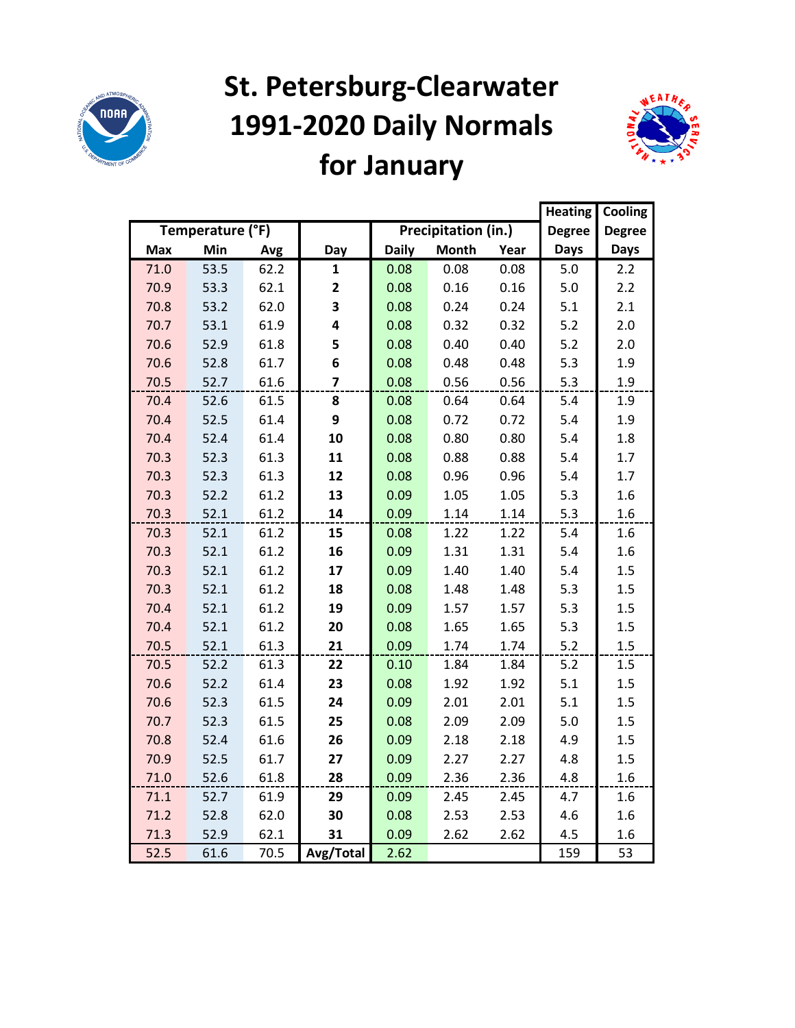# St. Petersburg-Clearwater 1991-2020 Daily Normals for January

| Temperature (°F) | | | | Precipitation (in.) | | | Heating Degree Days | Cooling Degree Days |
|---|---|---|---|---|---|---|---|---|
| Max | Min | Avg | Day | Daily | Month | Year | | |
| 71.0 | 53.5 | 62.2 | 1 | 0.08 | 0.08 | 0.08 | 5.0 | 2.2 |
| 70.9 | 53.3 | 62.1 | 2 | 0.08 | 0.16 | 0.16 | 5.0 | 2.2 |
| 70.8 | 53.2 | 62.0 | 3 | 0.08 | 0.24 | 0.24 | 5.1 | 2.1 |
| 70.7 | 53.1 | 61.9 | 4 | 0.08 | 0.32 | 0.32 | 5.2 | 2.0 |
| 70.6 | 52.9 | 61.8 | 5 | 0.08 | 0.40 | 0.40 | 5.2 | 2.0 |
| 70.6 | 52.8 | 61.7 | 6 | 0.08 | 0.48 | 0.48 | 5.3 | 1.9 |
| 70.5 | 52.7 | 61.6 | 7 | 0.08 | 0.56 | 0.56 | 5.3 | 1.9 |
| 70.4 | 52.6 | 61.5 | 8 | 0.08 | 0.64 | 0.64 | 5.4 | 1.9 |
| 70.4 | 52.5 | 61.4 | 9 | 0.08 | 0.72 | 0.72 | 5.4 | 1.9 |
| 70.4 | 52.4 | 61.4 | 10 | 0.08 | 0.80 | 0.80 | 5.4 | 1.8 |
| 70.3 | 52.3 | 61.3 | 11 | 0.08 | 0.88 | 0.88 | 5.4 | 1.7 |
| 70.3 | 52.3 | 61.3 | 12 | 0.08 | 0.96 | 0.96 | 5.4 | 1.7 |
| 70.3 | 52.2 | 61.2 | 13 | 0.09 | 1.05 | 1.05 | 5.3 | 1.6 |
| 70.3 | 52.1 | 61.2 | 14 | 0.09 | 1.14 | 1.14 | 5.3 | 1.6 |
| 70.3 | 52.1 | 61.2 | 15 | 0.08 | 1.22 | 1.22 | 5.4 | 1.6 |
| 70.3 | 52.1 | 61.2 | 16 | 0.09 | 1.31 | 1.31 | 5.4 | 1.6 |
| 70.3 | 52.1 | 61.2 | 17 | 0.09 | 1.40 | 1.40 | 5.4 | 1.5 |
| 70.3 | 52.1 | 61.2 | 18 | 0.08 | 1.48 | 1.48 | 5.3 | 1.5 |
| 70.4 | 52.1 | 61.2 | 19 | 0.09 | 1.57 | 1.57 | 5.3 | 1.5 |
| 70.4 | 52.1 | 61.2 | 20 | 0.08 | 1.65 | 1.65 | 5.3 | 1.5 |
| 70.5 | 52.1 | 61.3 | 21 | 0.09 | 1.74 | 1.74 | 5.2 | 1.5 |
| 70.5 | 52.2 | 61.3 | 22 | 0.10 | 1.84 | 1.84 | 5.2 | 1.5 |
| 70.6 | 52.2 | 61.4 | 23 | 0.08 | 1.92 | 1.92 | 5.1 | 1.5 |
| 70.6 | 52.3 | 61.5 | 24 | 0.09 | 2.01 | 2.01 | 5.1 | 1.5 |
| 70.7 | 52.3 | 61.5 | 25 | 0.08 | 2.09 | 2.09 | 5.0 | 1.5 |
| 70.8 | 52.4 | 61.6 | 26 | 0.09 | 2.18 | 2.18 | 4.9 | 1.5 |
| 70.9 | 52.5 | 61.7 | 27 | 0.09 | 2.27 | 2.27 | 4.8 | 1.5 |
| 71.0 | 52.6 | 61.8 | 28 | 0.09 | 2.36 | 2.36 | 4.8 | 1.6 |
| 71.1 | 52.7 | 61.9 | 29 | 0.09 | 2.45 | 2.45 | 4.7 | 1.6 |
| 71.2 | 52.8 | 62.0 | 30 | 0.08 | 2.53 | 2.53 | 4.6 | 1.6 |
| 71.3 | 52.9 | 62.1 | 31 | 0.09 | 2.62 | 2.62 | 4.5 | 1.6 |
| 52.5 | 61.6 | 70.5 | Avg/Total | 2.62 | | | 159 | 53 |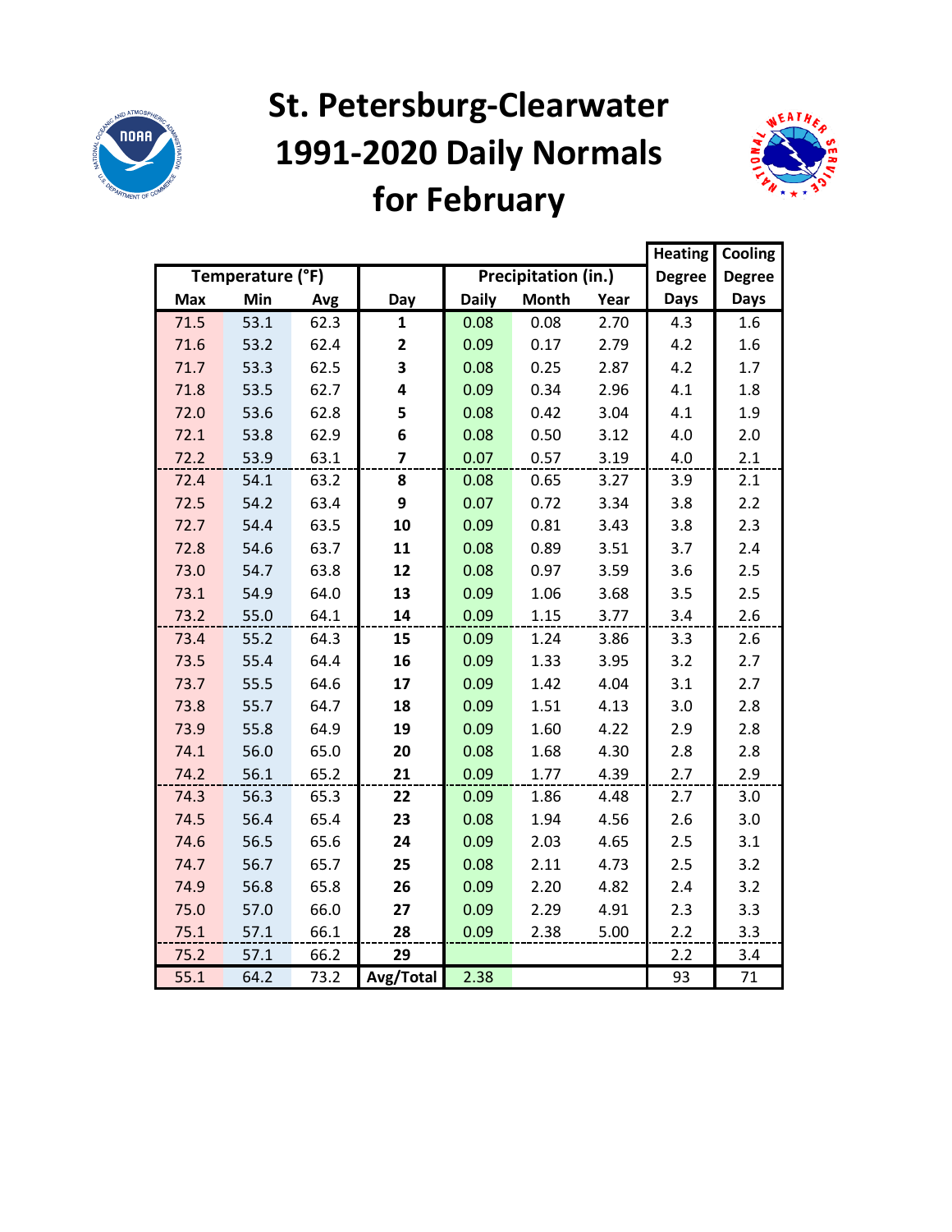# St. Petersburg-Clearwater 1991-2020 Daily Normals for February

| Temperature (°F) | | | | Precipitation (in.) | | | Heating Degree Days | Cooling Degree Days |
|---|---|---|---|---|---|---|---|---|
| Max | Min | Avg | Day | Daily | Month | Year | | |
| 71.5 | 53.1 | 62.3 | 1 | 0.08 | 0.08 | 2.70 | 4.3 | 1.6 |
| 71.6 | 53.2 | 62.4 | 2 | 0.09 | 0.17 | 2.79 | 4.2 | 1.6 |
| 71.7 | 53.3 | 62.5 | 3 | 0.08 | 0.25 | 2.87 | 4.2 | 1.7 |
| 71.8 | 53.5 | 62.7 | 4 | 0.09 | 0.34 | 2.96 | 4.1 | 1.8 |
| 72.0 | 53.6 | 62.8 | 5 | 0.08 | 0.42 | 3.04 | 4.1 | 1.9 |
| 72.1 | 53.8 | 62.9 | 6 | 0.08 | 0.50 | 3.12 | 4.0 | 2.0 |
| 72.2 | 53.9 | 63.1 | 7 | 0.07 | 0.57 | 3.19 | 4.0 | 2.1 |
| 72.4 | 54.1 | 63.2 | 8 | 0.08 | 0.65 | 3.27 | 3.9 | 2.1 |
| 72.5 | 54.2 | 63.4 | 9 | 0.07 | 0.72 | 3.34 | 3.8 | 2.2 |
| 72.7 | 54.4 | 63.5 | 10 | 0.09 | 0.81 | 3.43 | 3.8 | 2.3 |
| 72.8 | 54.6 | 63.7 | 11 | 0.08 | 0.89 | 3.51 | 3.7 | 2.4 |
| 73.0 | 54.7 | 63.8 | 12 | 0.08 | 0.97 | 3.59 | 3.6 | 2.5 |
| 73.1 | 54.9 | 64.0 | 13 | 0.09 | 1.06 | 3.68 | 3.5 | 2.5 |
| 73.2 | 55.0 | 64.1 | 14 | 0.09 | 1.15 | 3.77 | 3.4 | 2.6 |
| 73.4 | 55.2 | 64.3 | 15 | 0.09 | 1.24 | 3.86 | 3.3 | 2.6 |
| 73.5 | 55.4 | 64.4 | 16 | 0.09 | 1.33 | 3.95 | 3.2 | 2.7 |
| 73.7 | 55.5 | 64.6 | 17 | 0.09 | 1.42 | 4.04 | 3.1 | 2.7 |
| 73.8 | 55.7 | 64.7 | 18 | 0.09 | 1.51 | 4.13 | 3.0 | 2.8 |
| 73.9 | 55.8 | 64.9 | 19 | 0.09 | 1.60 | 4.22 | 2.9 | 2.8 |
| 74.1 | 56.0 | 65.0 | 20 | 0.08 | 1.68 | 4.30 | 2.8 | 2.8 |
| 74.2 | 56.1 | 65.2 | 21 | 0.09 | 1.77 | 4.39 | 2.7 | 2.9 |
| 74.3 | 56.3 | 65.3 | 22 | 0.09 | 1.86 | 4.48 | 2.7 | 3.0 |
| 74.5 | 56.4 | 65.4 | 23 | 0.08 | 1.94 | 4.56 | 2.6 | 3.0 |
| 74.6 | 56.5 | 65.6 | 24 | 0.09 | 2.03 | 4.65 | 2.5 | 3.1 |
| 74.7 | 56.7 | 65.7 | 25 | 0.08 | 2.11 | 4.73 | 2.5 | 3.2 |
| 74.9 | 56.8 | 65.8 | 26 | 0.09 | 2.20 | 4.82 | 2.4 | 3.2 |
| 75.0 | 57.0 | 66.0 | 27 | 0.09 | 2.29 | 4.91 | 2.3 | 3.3 |
| 75.1 | 57.1 | 66.1 | 28 | 0.09 | 2.38 | 5.00 | 2.2 | 3.3 |
| 75.2 | 57.1 | 66.2 | 29 | | | | 2.2 | 3.4 |
| 55.1 | 64.2 | 73.2 | Avg/Total | 2.38 | | | 93 | 71 |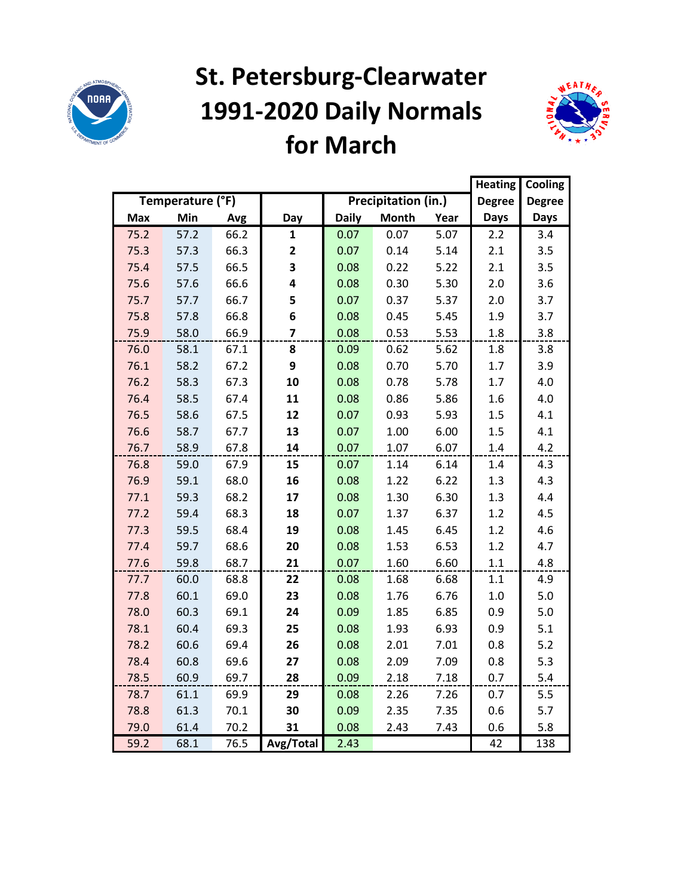# St. Petersburg-Clearwater 1991-2020 Daily Normals for March

| Temperature (°F) | | | | Precipitation (in.) | | | Heating Degree Days | Cooling Degree Days |
|---|---|---|---|---|---|---|---|---|
| Max | Min | Avg | Day | Daily | Month | Year | | |
| 75.2 | 57.2 | 66.2 | 1 | 0.07 | 0.07 | 5.07 | 2.2 | 3.4 |
| 75.3 | 57.3 | 66.3 | 2 | 0.07 | 0.14 | 5.14 | 2.1 | 3.5 |
| 75.4 | 57.5 | 66.5 | 3 | 0.08 | 0.22 | 5.22 | 2.1 | 3.5 |
| 75.6 | 57.6 | 66.6 | 4 | 0.08 | 0.30 | 5.30 | 2.0 | 3.6 |
| 75.7 | 57.7 | 66.7 | 5 | 0.07 | 0.37 | 5.37 | 2.0 | 3.7 |
| 75.8 | 57.8 | 66.8 | 6 | 0.08 | 0.45 | 5.45 | 1.9 | 3.7 |
| 75.9 | 58.0 | 66.9 | 7 | 0.08 | 0.53 | 5.53 | 1.8 | 3.8 |
| 76.0 | 58.1 | 67.1 | 8 | 0.09 | 0.62 | 5.62 | 1.8 | 3.8 |
| 76.1 | 58.2 | 67.2 | 9 | 0.08 | 0.70 | 5.70 | 1.7 | 3.9 |
| 76.2 | 58.3 | 67.3 | 10 | 0.08 | 0.78 | 5.78 | 1.7 | 4.0 |
| 76.4 | 58.5 | 67.4 | 11 | 0.08 | 0.86 | 5.86 | 1.6 | 4.0 |
| 76.5 | 58.6 | 67.5 | 12 | 0.07 | 0.93 | 5.93 | 1.5 | 4.1 |
| 76.6 | 58.7 | 67.7 | 13 | 0.07 | 1.00 | 6.00 | 1.5 | 4.1 |
| 76.7 | 58.9 | 67.8 | 14 | 0.07 | 1.07 | 6.07 | 1.4 | 4.2 |
| 76.8 | 59.0 | 67.9 | 15 | 0.07 | 1.14 | 6.14 | 1.4 | 4.3 |
| 76.9 | 59.1 | 68.0 | 16 | 0.08 | 1.22 | 6.22 | 1.3 | 4.3 |
| 77.1 | 59.3 | 68.2 | 17 | 0.08 | 1.30 | 6.30 | 1.3 | 4.4 |
| 77.2 | 59.4 | 68.3 | 18 | 0.07 | 1.37 | 6.37 | 1.2 | 4.5 |
| 77.3 | 59.5 | 68.4 | 19 | 0.08 | 1.45 | 6.45 | 1.2 | 4.6 |
| 77.4 | 59.7 | 68.6 | 20 | 0.08 | 1.53 | 6.53 | 1.2 | 4.7 |
| 77.6 | 59.8 | 68.7 | 21 | 0.07 | 1.60 | 6.60 | 1.1 | 4.8 |
| 77.7 | 60.0 | 68.8 | 22 | 0.08 | 1.68 | 6.68 | 1.1 | 4.9 |
| 77.8 | 60.1 | 69.0 | 23 | 0.08 | 1.76 | 6.76 | 1.0 | 5.0 |
| 78.0 | 60.3 | 69.1 | 24 | 0.09 | 1.85 | 6.85 | 0.9 | 5.0 |
| 78.1 | 60.4 | 69.3 | 25 | 0.08 | 1.93 | 6.93 | 0.9 | 5.1 |
| 78.2 | 60.6 | 69.4 | 26 | 0.08 | 2.01 | 7.01 | 0.8 | 5.2 |
| 78.4 | 60.8 | 69.6 | 27 | 0.08 | 2.09 | 7.09 | 0.8 | 5.3 |
| 78.5 | 60.9 | 69.7 | 28 | 0.09 | 2.18 | 7.18 | 0.7 | 5.4 |
| 78.7 | 61.1 | 69.9 | 29 | 0.08 | 2.26 | 7.26 | 0.7 | 5.5 |
| 78.8 | 61.3 | 70.1 | 30 | 0.09 | 2.35 | 7.35 | 0.6 | 5.7 |
| 79.0 | 61.4 | 70.2 | 31 | 0.08 | 2.43 | 7.43 | 0.6 | 5.8 |
| 59.2 | 68.1 | 76.5 | Avg/Total | 2.43 | | | 42 | 138 |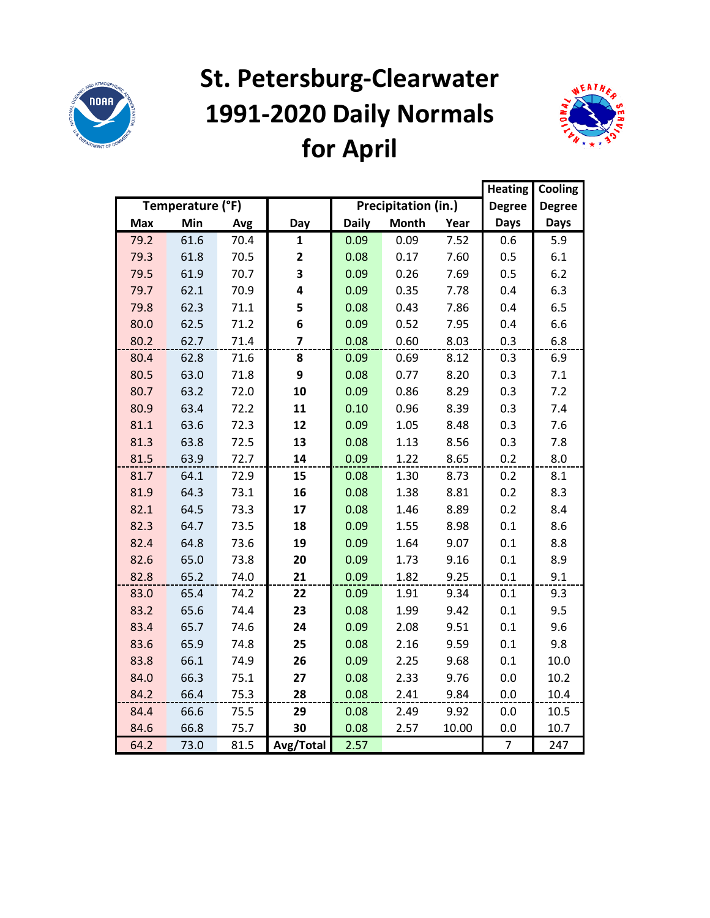# St. Petersburg-Clearwater 1991-2020 Daily Normals for April

| Temperature (°F) | | | Day | Precipitation (in.) | | | Heating Degree Days | Cooling Degree Days |
|---|---|---|---|---|---|---|---|---|
| Max | Min | Avg | | Daily | Month | Year | | |
| 79.2 | 61.6 | 70.4 | **1** | 0.09 | 0.09 | 7.52 | 0.6 | 5.9 |
| 79.3 | 61.8 | 70.5 | **2** | 0.08 | 0.17 | 7.60 | 0.5 | 6.1 |
| 79.5 | 61.9 | 70.7 | **3** | 0.09 | 0.26 | 7.69 | 0.5 | 6.2 |
| 79.7 | 62.1 | 70.9 | **4** | 0.09 | 0.35 | 7.78 | 0.4 | 6.3 |
| 79.8 | 62.3 | 71.1 | **5** | 0.08 | 0.43 | 7.86 | 0.4 | 6.5 |
| 80.0 | 62.5 | 71.2 | **6** | 0.09 | 0.52 | 7.95 | 0.4 | 6.6 |
| 80.2 | 62.7 | 71.4 | **7** | 0.08 | 0.60 | 8.03 | 0.3 | 6.8 |
| 80.4 | 62.8 | 71.6 | **8** | 0.09 | 0.69 | 8.12 | 0.3 | 6.9 |
| 80.5 | 63.0 | 71.8 | **9** | 0.08 | 0.77 | 8.20 | 0.3 | 7.1 |
| 80.7 | 63.2 | 72.0 | **10** | 0.09 | 0.86 | 8.29 | 0.3 | 7.2 |
| 80.9 | 63.4 | 72.2 | **11** | 0.10 | 0.96 | 8.39 | 0.3 | 7.4 |
| 81.1 | 63.6 | 72.3 | **12** | 0.09 | 1.05 | 8.48 | 0.3 | 7.6 |
| 81.3 | 63.8 | 72.5 | **13** | 0.08 | 1.13 | 8.56 | 0.3 | 7.8 |
| 81.5 | 63.9 | 72.7 | **14** | 0.09 | 1.22 | 8.65 | 0.2 | 8.0 |
| 81.7 | 64.1 | 72.9 | **15** | 0.08 | 1.30 | 8.73 | 0.2 | 8.1 |
| 81.9 | 64.3 | 73.1 | **16** | 0.08 | 1.38 | 8.81 | 0.2 | 8.3 |
| 82.1 | 64.5 | 73.3 | **17** | 0.08 | 1.46 | 8.89 | 0.2 | 8.4 |
| 82.3 | 64.7 | 73.5 | **18** | 0.09 | 1.55 | 8.98 | 0.1 | 8.6 |
| 82.4 | 64.8 | 73.6 | **19** | 0.09 | 1.64 | 9.07 | 0.1 | 8.8 |
| 82.6 | 65.0 | 73.8 | **20** | 0.09 | 1.73 | 9.16 | 0.1 | 8.9 |
| 82.8 | 65.2 | 74.0 | **21** | 0.09 | 1.82 | 9.25 | 0.1 | 9.1 |
| 83.0 | 65.4 | 74.2 | **22** | 0.09 | 1.91 | 9.34 | 0.1 | 9.3 |
| 83.2 | 65.6 | 74.4 | **23** | 0.08 | 1.99 | 9.42 | 0.1 | 9.5 |
| 83.4 | 65.7 | 74.6 | **24** | 0.09 | 2.08 | 9.51 | 0.1 | 9.6 |
| 83.6 | 65.9 | 74.8 | **25** | 0.08 | 2.16 | 9.59 | 0.1 | 9.8 |
| 83.8 | 66.1 | 74.9 | **26** | 0.09 | 2.25 | 9.68 | 0.1 | 10.0 |
| 84.0 | 66.3 | 75.1 | **27** | 0.08 | 2.33 | 9.76 | 0.0 | 10.2 |
| 84.2 | 66.4 | 75.3 | **28** | 0.08 | 2.41 | 9.84 | 0.0 | 10.4 |
| 84.4 | 66.6 | 75.5 | **29** | 0.08 | 2.49 | 9.92 | 0.0 | 10.5 |
| 84.6 | 66.8 | 75.7 | **30** | 0.08 | 2.57 | 10.00 | 0.0 | 10.7 |
| 64.2 | 73.0 | 81.5 | **Avg/Total** | 2.57 | | | 7 | 247 |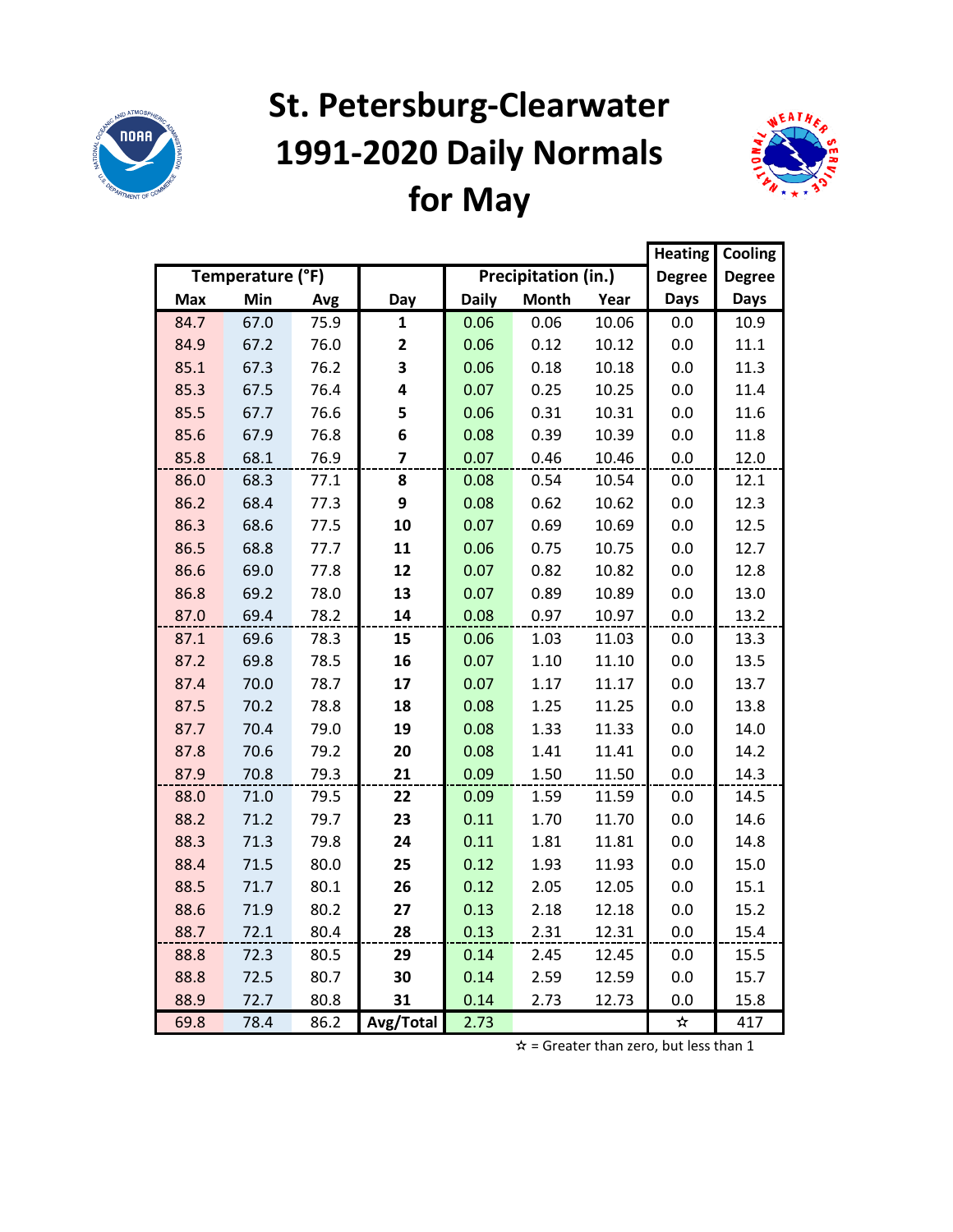# St. Petersburg-Clearwater 1991-2020 Daily Normals for May

| Temperature (°F) | | | | Precipitation (in.) | | | Heating Degree Days | Cooling Degree Days |
|---|---|---|---|---|---|---|---|---|
| Max | Min | Avg | Day | Daily | Month | Year | | |
| 84.7 | 67.0 | 75.9 | **1** | 0.06 | 0.06 | 10.06 | 0.0 | 10.9 |
| 84.9 | 67.2 | 76.0 | **2** | 0.06 | 0.12 | 10.12 | 0.0 | 11.1 |
| 85.1 | 67.3 | 76.2 | **3** | 0.06 | 0.18 | 10.18 | 0.0 | 11.3 |
| 85.3 | 67.5 | 76.4 | **4** | 0.07 | 0.25 | 10.25 | 0.0 | 11.4 |
| 85.5 | 67.7 | 76.6 | **5** | 0.06 | 0.31 | 10.31 | 0.0 | 11.6 |
| 85.6 | 67.9 | 76.8 | **6** | 0.08 | 0.39 | 10.39 | 0.0 | 11.8 |
| 85.8 | 68.1 | 76.9 | **7** | 0.07 | 0.46 | 10.46 | 0.0 | 12.0 |
| 86.0 | 68.3 | 77.1 | **8** | 0.08 | 0.54 | 10.54 | 0.0 | 12.1 |
| 86.2 | 68.4 | 77.3 | **9** | 0.08 | 0.62 | 10.62 | 0.0 | 12.3 |
| 86.3 | 68.6 | 77.5 | **10** | 0.07 | 0.69 | 10.69 | 0.0 | 12.5 |
| 86.5 | 68.8 | 77.7 | **11** | 0.06 | 0.75 | 10.75 | 0.0 | 12.7 |
| 86.6 | 69.0 | 77.8 | **12** | 0.07 | 0.82 | 10.82 | 0.0 | 12.8 |
| 86.8 | 69.2 | 78.0 | **13** | 0.07 | 0.89 | 10.89 | 0.0 | 13.0 |
| 87.0 | 69.4 | 78.2 | **14** | 0.08 | 0.97 | 10.97 | 0.0 | 13.2 |
| 87.1 | 69.6 | 78.3 | **15** | 0.06 | 1.03 | 11.03 | 0.0 | 13.3 |
| 87.2 | 69.8 | 78.5 | **16** | 0.07 | 1.10 | 11.10 | 0.0 | 13.5 |
| 87.4 | 70.0 | 78.7 | **17** | 0.07 | 1.17 | 11.17 | 0.0 | 13.7 |
| 87.5 | 70.2 | 78.8 | **18** | 0.08 | 1.25 | 11.25 | 0.0 | 13.8 |
| 87.7 | 70.4 | 79.0 | **19** | 0.08 | 1.33 | 11.33 | 0.0 | 14.0 |
| 87.8 | 70.6 | 79.2 | **20** | 0.08 | 1.41 | 11.41 | 0.0 | 14.2 |
| 87.9 | 70.8 | 79.3 | **21** | 0.09 | 1.50 | 11.50 | 0.0 | 14.3 |
| 88.0 | 71.0 | 79.5 | **22** | 0.09 | 1.59 | 11.59 | 0.0 | 14.5 |
| 88.2 | 71.2 | 79.7 | **23** | 0.11 | 1.70 | 11.70 | 0.0 | 14.6 |
| 88.3 | 71.3 | 79.8 | **24** | 0.11 | 1.81 | 11.81 | 0.0 | 14.8 |
| 88.4 | 71.5 | 80.0 | **25** | 0.12 | 1.93 | 11.93 | 0.0 | 15.0 |
| 88.5 | 71.7 | 80.1 | **26** | 0.12 | 2.05 | 12.05 | 0.0 | 15.1 |
| 88.6 | 71.9 | 80.2 | **27** | 0.13 | 2.18 | 12.18 | 0.0 | 15.2 |
| 88.7 | 72.1 | 80.4 | **28** | 0.13 | 2.31 | 12.31 | 0.0 | 15.4 |
| 88.8 | 72.3 | 80.5 | **29** | 0.14 | 2.45 | 12.45 | 0.0 | 15.5 |
| 88.8 | 72.5 | 80.7 | **30** | 0.14 | 2.59 | 12.59 | 0.0 | 15.7 |
| 88.9 | 72.7 | 80.8 | **31** | 0.14 | 2.73 | 12.73 | 0.0 | 15.8 |
| 69.8 | 78.4 | 86.2 | **Avg/Total** | 2.73 | | | ☆ | 417 |

☆ = Greater than zero, but less than 1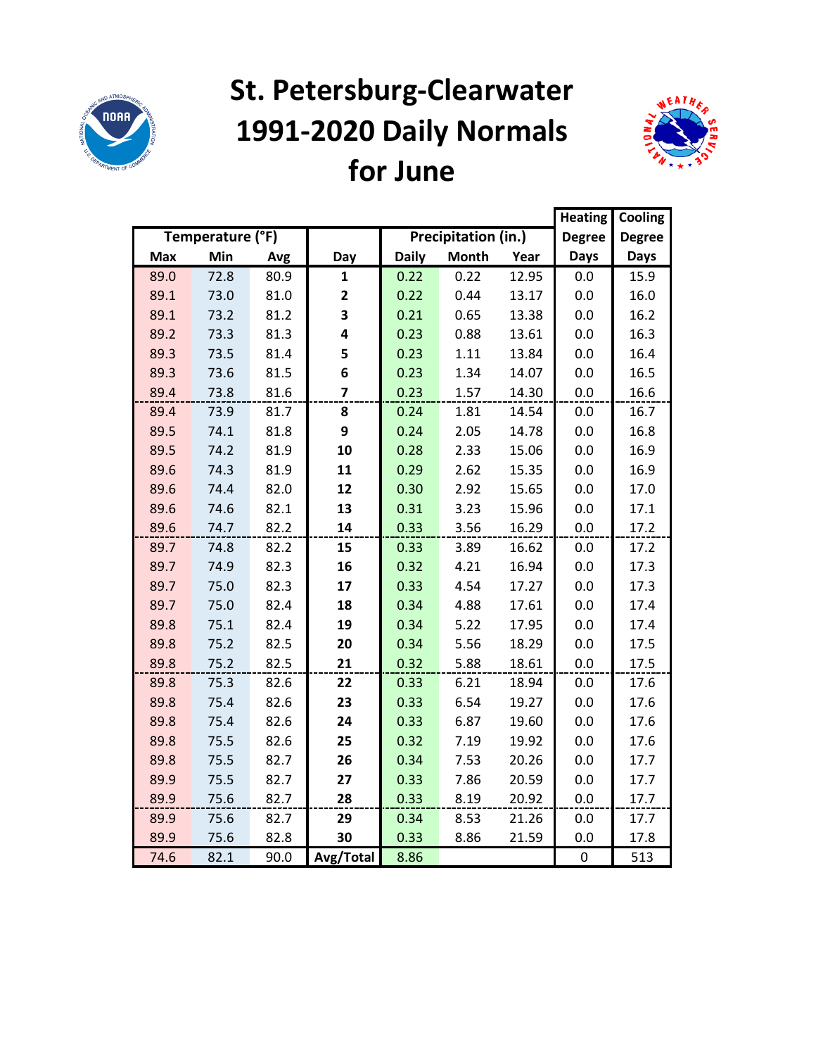# St. Petersburg-Clearwater 1991-2020 Daily Normals for June

| Temperature (°F) | | | | Precipitation (in.) | | | Heating Degree Days | Cooling Degree Days |
|---|---|---|---|---|---|---|---|---|
| Max | Min | Avg | Day | Daily | Month | Year | | |
| 89.0 | 72.8 | 80.9 | 1 | 0.22 | 0.22 | 12.95 | 0.0 | 15.9 |
| 89.1 | 73.0 | 81.0 | 2 | 0.22 | 0.44 | 13.17 | 0.0 | 16.0 |
| 89.1 | 73.2 | 81.2 | 3 | 0.21 | 0.65 | 13.38 | 0.0 | 16.2 |
| 89.2 | 73.3 | 81.3 | 4 | 0.23 | 0.88 | 13.61 | 0.0 | 16.3 |
| 89.3 | 73.5 | 81.4 | 5 | 0.23 | 1.11 | 13.84 | 0.0 | 16.4 |
| 89.3 | 73.6 | 81.5 | 6 | 0.23 | 1.34 | 14.07 | 0.0 | 16.5 |
| 89.4 | 73.8 | 81.6 | 7 | 0.23 | 1.57 | 14.30 | 0.0 | 16.6 |
| 89.4 | 73.9 | 81.7 | 8 | 0.24 | 1.81 | 14.54 | 0.0 | 16.7 |
| 89.5 | 74.1 | 81.8 | 9 | 0.24 | 2.05 | 14.78 | 0.0 | 16.8 |
| 89.5 | 74.2 | 81.9 | 10 | 0.28 | 2.33 | 15.06 | 0.0 | 16.9 |
| 89.6 | 74.3 | 81.9 | 11 | 0.29 | 2.62 | 15.35 | 0.0 | 16.9 |
| 89.6 | 74.4 | 82.0 | 12 | 0.30 | 2.92 | 15.65 | 0.0 | 17.0 |
| 89.6 | 74.6 | 82.1 | 13 | 0.31 | 3.23 | 15.96 | 0.0 | 17.1 |
| 89.6 | 74.7 | 82.2 | 14 | 0.33 | 3.56 | 16.29 | 0.0 | 17.2 |
| 89.7 | 74.8 | 82.2 | 15 | 0.33 | 3.89 | 16.62 | 0.0 | 17.2 |
| 89.7 | 74.9 | 82.3 | 16 | 0.32 | 4.21 | 16.94 | 0.0 | 17.3 |
| 89.7 | 75.0 | 82.3 | 17 | 0.33 | 4.54 | 17.27 | 0.0 | 17.3 |
| 89.7 | 75.0 | 82.4 | 18 | 0.34 | 4.88 | 17.61 | 0.0 | 17.4 |
| 89.8 | 75.1 | 82.4 | 19 | 0.34 | 5.22 | 17.95 | 0.0 | 17.4 |
| 89.8 | 75.2 | 82.5 | 20 | 0.34 | 5.56 | 18.29 | 0.0 | 17.5 |
| 89.8 | 75.2 | 82.5 | 21 | 0.32 | 5.88 | 18.61 | 0.0 | 17.5 |
| 89.8 | 75.3 | 82.6 | 22 | 0.33 | 6.21 | 18.94 | 0.0 | 17.6 |
| 89.8 | 75.4 | 82.6 | 23 | 0.33 | 6.54 | 19.27 | 0.0 | 17.6 |
| 89.8 | 75.4 | 82.6 | 24 | 0.33 | 6.87 | 19.60 | 0.0 | 17.6 |
| 89.8 | 75.5 | 82.6 | 25 | 0.32 | 7.19 | 19.92 | 0.0 | 17.6 |
| 89.8 | 75.5 | 82.7 | 26 | 0.34 | 7.53 | 20.26 | 0.0 | 17.7 |
| 89.9 | 75.5 | 82.7 | 27 | 0.33 | 7.86 | 20.59 | 0.0 | 17.7 |
| 89.9 | 75.6 | 82.7 | 28 | 0.33 | 8.19 | 20.92 | 0.0 | 17.7 |
| 89.9 | 75.6 | 82.7 | 29 | 0.34 | 8.53 | 21.26 | 0.0 | 17.7 |
| 89.9 | 75.6 | 82.8 | 30 | 0.33 | 8.86 | 21.59 | 0.0 | 17.8 |
| 74.6 | 82.1 | 90.0 | Avg/Total | 8.86 | | | 0 | 513 |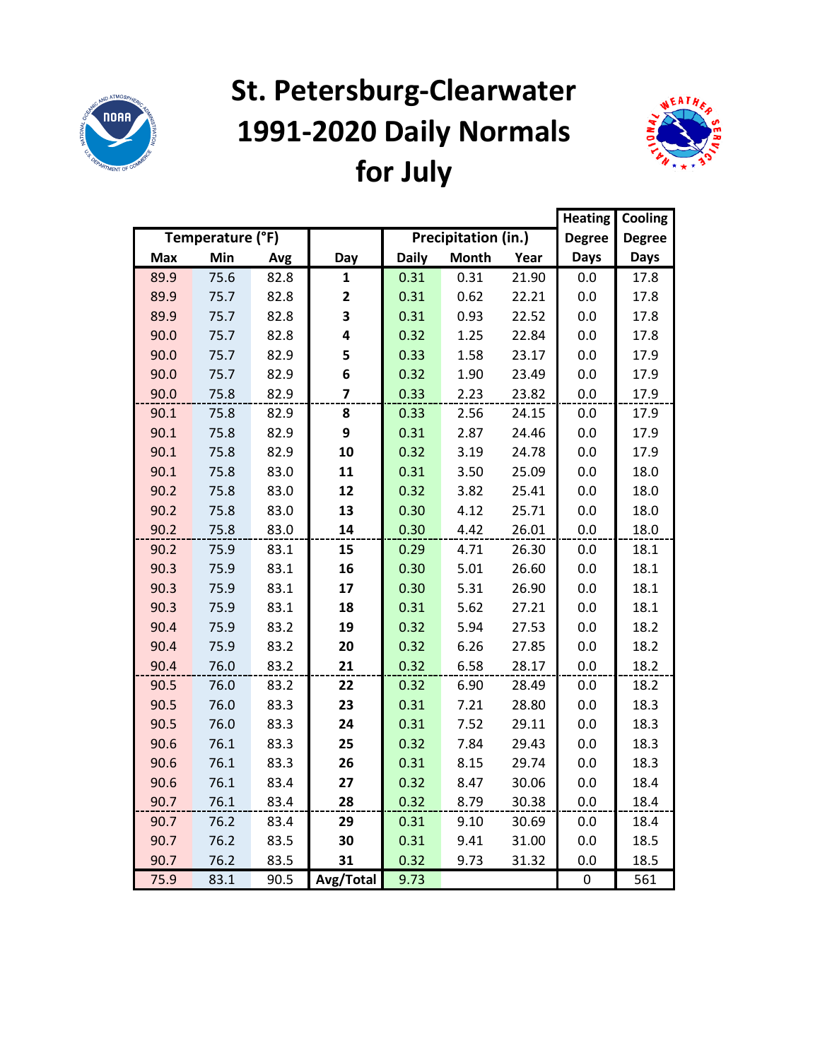# St. Petersburg-Clearwater 1991-2020 Daily Normals for July

| Temperature (°F) | | | | Precipitation (in.) | | | Heating Degree Days | Cooling Degree Days |
|---|---|---|---|---|---|---|---|---|
| Max | Min | Avg | Day | Daily | Month | Year | | |
| 89.9 | 75.6 | 82.8 | 1 | 0.31 | 0.31 | 21.90 | 0.0 | 17.8 |
| 89.9 | 75.7 | 82.8 | 2 | 0.31 | 0.62 | 22.21 | 0.0 | 17.8 |
| 89.9 | 75.7 | 82.8 | 3 | 0.31 | 0.93 | 22.52 | 0.0 | 17.8 |
| 90.0 | 75.7 | 82.8 | 4 | 0.32 | 1.25 | 22.84 | 0.0 | 17.8 |
| 90.0 | 75.7 | 82.9 | 5 | 0.33 | 1.58 | 23.17 | 0.0 | 17.9 |
| 90.0 | 75.7 | 82.9 | 6 | 0.32 | 1.90 | 23.49 | 0.0 | 17.9 |
| 90.0 | 75.8 | 82.9 | 7 | 0.33 | 2.23 | 23.82 | 0.0 | 17.9 |
| 90.1 | 75.8 | 82.9 | 8 | 0.33 | 2.56 | 24.15 | 0.0 | 17.9 |
| 90.1 | 75.8 | 82.9 | 9 | 0.31 | 2.87 | 24.46 | 0.0 | 17.9 |
| 90.1 | 75.8 | 82.9 | 10 | 0.32 | 3.19 | 24.78 | 0.0 | 17.9 |
| 90.1 | 75.8 | 83.0 | 11 | 0.31 | 3.50 | 25.09 | 0.0 | 18.0 |
| 90.2 | 75.8 | 83.0 | 12 | 0.32 | 3.82 | 25.41 | 0.0 | 18.0 |
| 90.2 | 75.8 | 83.0 | 13 | 0.30 | 4.12 | 25.71 | 0.0 | 18.0 |
| 90.2 | 75.8 | 83.0 | 14 | 0.30 | 4.42 | 26.01 | 0.0 | 18.0 |
| 90.2 | 75.9 | 83.1 | 15 | 0.29 | 4.71 | 26.30 | 0.0 | 18.1 |
| 90.3 | 75.9 | 83.1 | 16 | 0.30 | 5.01 | 26.60 | 0.0 | 18.1 |
| 90.3 | 75.9 | 83.1 | 17 | 0.30 | 5.31 | 26.90 | 0.0 | 18.1 |
| 90.3 | 75.9 | 83.1 | 18 | 0.31 | 5.62 | 27.21 | 0.0 | 18.1 |
| 90.4 | 75.9 | 83.2 | 19 | 0.32 | 5.94 | 27.53 | 0.0 | 18.2 |
| 90.4 | 75.9 | 83.2 | 20 | 0.32 | 6.26 | 27.85 | 0.0 | 18.2 |
| 90.4 | 76.0 | 83.2 | 21 | 0.32 | 6.58 | 28.17 | 0.0 | 18.2 |
| 90.5 | 76.0 | 83.2 | 22 | 0.32 | 6.90 | 28.49 | 0.0 | 18.2 |
| 90.5 | 76.0 | 83.3 | 23 | 0.31 | 7.21 | 28.80 | 0.0 | 18.3 |
| 90.5 | 76.0 | 83.3 | 24 | 0.31 | 7.52 | 29.11 | 0.0 | 18.3 |
| 90.6 | 76.1 | 83.3 | 25 | 0.32 | 7.84 | 29.43 | 0.0 | 18.3 |
| 90.6 | 76.1 | 83.3 | 26 | 0.31 | 8.15 | 29.74 | 0.0 | 18.3 |
| 90.6 | 76.1 | 83.4 | 27 | 0.32 | 8.47 | 30.06 | 0.0 | 18.4 |
| 90.7 | 76.1 | 83.4 | 28 | 0.32 | 8.79 | 30.38 | 0.0 | 18.4 |
| 90.7 | 76.2 | 83.4 | 29 | 0.31 | 9.10 | 30.69 | 0.0 | 18.4 |
| 90.7 | 76.2 | 83.5 | 30 | 0.31 | 9.41 | 31.00 | 0.0 | 18.5 |
| 90.7 | 76.2 | 83.5 | 31 | 0.32 | 9.73 | 31.32 | 0.0 | 18.5 |
| 75.9 | 83.1 | 90.5 | Avg/Total | 9.73 | | | 0 | 561 |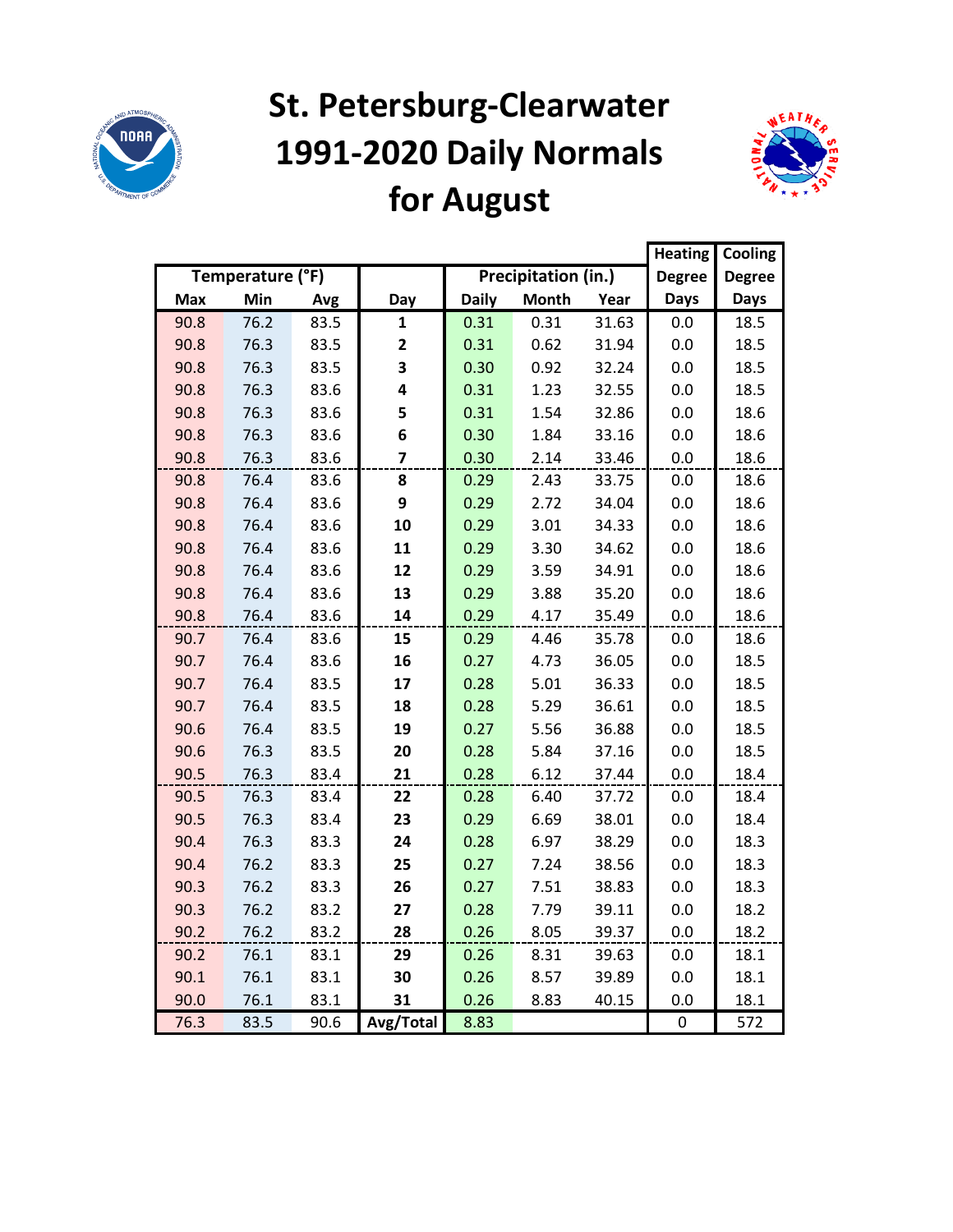# St. Petersburg-Clearwater 1991-2020 Daily Normals for August

| Temperature (°F) | | | | Precipitation (in.) | | | Heating Degree Days | Cooling Degree Days |
|---|---|---|---|---|---|---|---|---|
| Max | Min | Avg | Day | Daily | Month | Year | | |
| 90.8 | 76.2 | 83.5 | **1** | 0.31 | 0.31 | 31.63 | 0.0 | 18.5 |
| 90.8 | 76.3 | 83.5 | **2** | 0.31 | 0.62 | 31.94 | 0.0 | 18.5 |
| 90.8 | 76.3 | 83.5 | **3** | 0.30 | 0.92 | 32.24 | 0.0 | 18.5 |
| 90.8 | 76.3 | 83.6 | **4** | 0.31 | 1.23 | 32.55 | 0.0 | 18.5 |
| 90.8 | 76.3 | 83.6 | **5** | 0.31 | 1.54 | 32.86 | 0.0 | 18.6 |
| 90.8 | 76.3 | 83.6 | **6** | 0.30 | 1.84 | 33.16 | 0.0 | 18.6 |
| 90.8 | 76.3 | 83.6 | **7** | 0.30 | 2.14 | 33.46 | 0.0 | 18.6 |
| 90.8 | 76.4 | 83.6 | **8** | 0.29 | 2.43 | 33.75 | 0.0 | 18.6 |
| 90.8 | 76.4 | 83.6 | **9** | 0.29 | 2.72 | 34.04 | 0.0 | 18.6 |
| 90.8 | 76.4 | 83.6 | **10** | 0.29 | 3.01 | 34.33 | 0.0 | 18.6 |
| 90.8 | 76.4 | 83.6 | **11** | 0.29 | 3.30 | 34.62 | 0.0 | 18.6 |
| 90.8 | 76.4 | 83.6 | **12** | 0.29 | 3.59 | 34.91 | 0.0 | 18.6 |
| 90.8 | 76.4 | 83.6 | **13** | 0.29 | 3.88 | 35.20 | 0.0 | 18.6 |
| 90.8 | 76.4 | 83.6 | **14** | 0.29 | 4.17 | 35.49 | 0.0 | 18.6 |
| 90.7 | 76.4 | 83.6 | **15** | 0.29 | 4.46 | 35.78 | 0.0 | 18.6 |
| 90.7 | 76.4 | 83.6 | **16** | 0.27 | 4.73 | 36.05 | 0.0 | 18.5 |
| 90.7 | 76.4 | 83.5 | **17** | 0.28 | 5.01 | 36.33 | 0.0 | 18.5 |
| 90.7 | 76.4 | 83.5 | **18** | 0.28 | 5.29 | 36.61 | 0.0 | 18.5 |
| 90.6 | 76.4 | 83.5 | **19** | 0.27 | 5.56 | 36.88 | 0.0 | 18.5 |
| 90.6 | 76.3 | 83.5 | **20** | 0.28 | 5.84 | 37.16 | 0.0 | 18.5 |
| 90.5 | 76.3 | 83.4 | **21** | 0.28 | 6.12 | 37.44 | 0.0 | 18.4 |
| 90.5 | 76.3 | 83.4 | **22** | 0.28 | 6.40 | 37.72 | 0.0 | 18.4 |
| 90.5 | 76.3 | 83.4 | **23** | 0.29 | 6.69 | 38.01 | 0.0 | 18.4 |
| 90.4 | 76.3 | 83.3 | **24** | 0.28 | 6.97 | 38.29 | 0.0 | 18.3 |
| 90.4 | 76.2 | 83.3 | **25** | 0.27 | 7.24 | 38.56 | 0.0 | 18.3 |
| 90.3 | 76.2 | 83.3 | **26** | 0.27 | 7.51 | 38.83 | 0.0 | 18.3 |
| 90.3 | 76.2 | 83.2 | **27** | 0.28 | 7.79 | 39.11 | 0.0 | 18.2 |
| 90.2 | 76.2 | 83.2 | **28** | 0.26 | 8.05 | 39.37 | 0.0 | 18.2 |
| 90.2 | 76.1 | 83.1 | **29** | 0.26 | 8.31 | 39.63 | 0.0 | 18.1 |
| 90.1 | 76.1 | 83.1 | **30** | 0.26 | 8.57 | 39.89 | 0.0 | 18.1 |
| 90.0 | 76.1 | 83.1 | **31** | 0.26 | 8.83 | 40.15 | 0.0 | 18.1 |
| 76.3 | 83.5 | 90.6 | **Avg/Total** | 8.83 | | | 0 | 572 |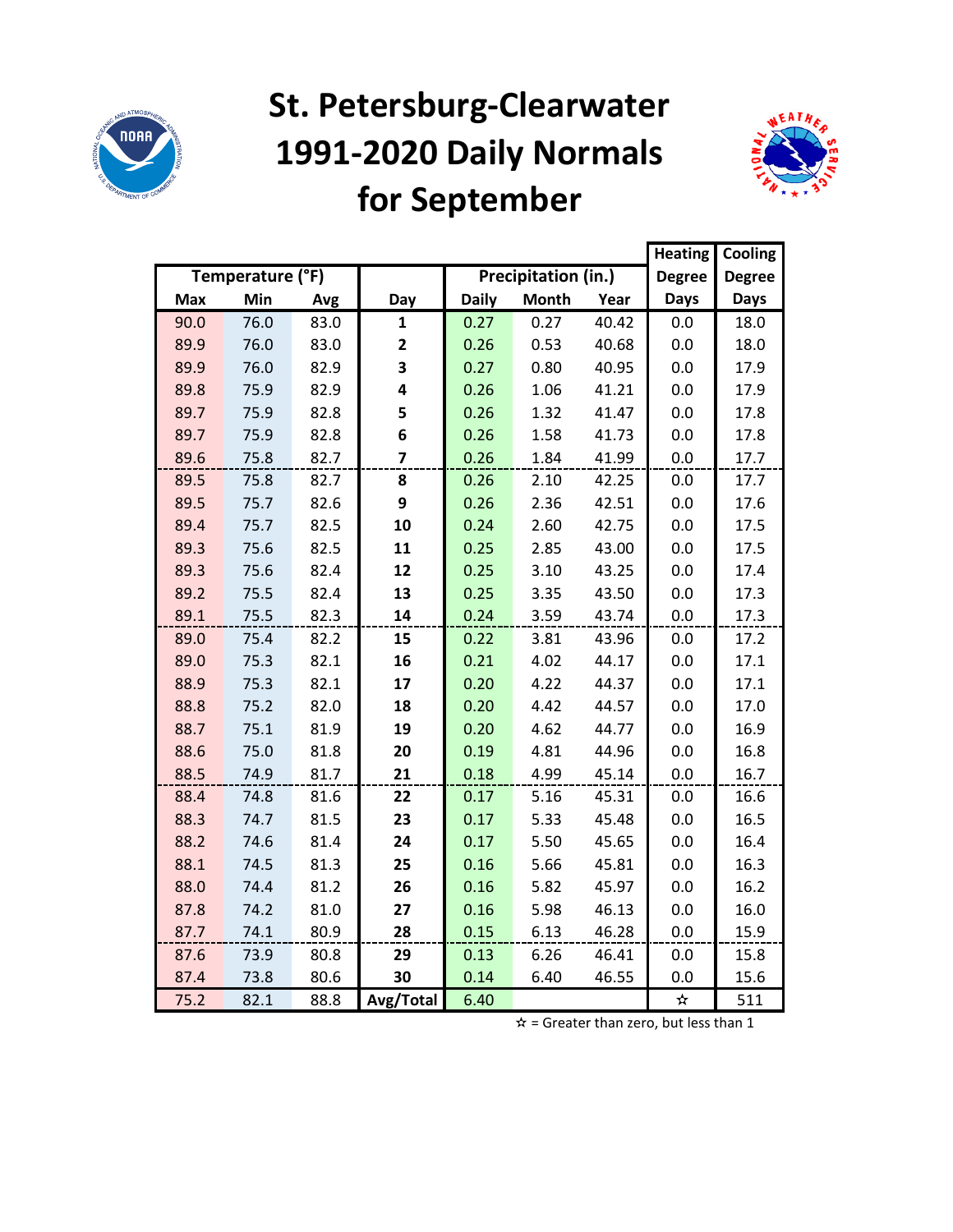# St. Petersburg-Clearwater 1991-2020 Daily Normals for September

| Temperature (°F) | | | | Precipitation (in.) | | | Heating Degree Days | Cooling Degree Days |
|---|---|---|---|---|---|---|---|---|
| Max | Min | Avg | Day | Daily | Month | Year | | |
| 90.0 | 76.0 | 83.0 | 1 | 0.27 | 0.27 | 40.42 | 0.0 | 18.0 |
| 89.9 | 76.0 | 83.0 | 2 | 0.26 | 0.53 | 40.68 | 0.0 | 18.0 |
| 89.9 | 76.0 | 82.9 | 3 | 0.27 | 0.80 | 40.95 | 0.0 | 17.9 |
| 89.8 | 75.9 | 82.9 | 4 | 0.26 | 1.06 | 41.21 | 0.0 | 17.9 |
| 89.7 | 75.9 | 82.8 | 5 | 0.26 | 1.32 | 41.47 | 0.0 | 17.8 |
| 89.7 | 75.9 | 82.8 | 6 | 0.26 | 1.58 | 41.73 | 0.0 | 17.8 |
| 89.6 | 75.8 | 82.7 | 7 | 0.26 | 1.84 | 41.99 | 0.0 | 17.7 |
| 89.5 | 75.8 | 82.7 | 8 | 0.26 | 2.10 | 42.25 | 0.0 | 17.7 |
| 89.5 | 75.7 | 82.6 | 9 | 0.26 | 2.36 | 42.51 | 0.0 | 17.6 |
| 89.4 | 75.7 | 82.5 | 10 | 0.24 | 2.60 | 42.75 | 0.0 | 17.5 |
| 89.3 | 75.6 | 82.5 | 11 | 0.25 | 2.85 | 43.00 | 0.0 | 17.5 |
| 89.3 | 75.6 | 82.4 | 12 | 0.25 | 3.10 | 43.25 | 0.0 | 17.4 |
| 89.2 | 75.5 | 82.4 | 13 | 0.25 | 3.35 | 43.50 | 0.0 | 17.3 |
| 89.1 | 75.5 | 82.3 | 14 | 0.24 | 3.59 | 43.74 | 0.0 | 17.3 |
| 89.0 | 75.4 | 82.2 | 15 | 0.22 | 3.81 | 43.96 | 0.0 | 17.2 |
| 89.0 | 75.3 | 82.1 | 16 | 0.21 | 4.02 | 44.17 | 0.0 | 17.1 |
| 88.9 | 75.3 | 82.1 | 17 | 0.20 | 4.22 | 44.37 | 0.0 | 17.1 |
| 88.8 | 75.2 | 82.0 | 18 | 0.20 | 4.42 | 44.57 | 0.0 | 17.0 |
| 88.7 | 75.1 | 81.9 | 19 | 0.20 | 4.62 | 44.77 | 0.0 | 16.9 |
| 88.6 | 75.0 | 81.8 | 20 | 0.19 | 4.81 | 44.96 | 0.0 | 16.8 |
| 88.5 | 74.9 | 81.7 | 21 | 0.18 | 4.99 | 45.14 | 0.0 | 16.7 |
| 88.4 | 74.8 | 81.6 | 22 | 0.17 | 5.16 | 45.31 | 0.0 | 16.6 |
| 88.3 | 74.7 | 81.5 | 23 | 0.17 | 5.33 | 45.48 | 0.0 | 16.5 |
| 88.2 | 74.6 | 81.4 | 24 | 0.17 | 5.50 | 45.65 | 0.0 | 16.4 |
| 88.1 | 74.5 | 81.3 | 25 | 0.16 | 5.66 | 45.81 | 0.0 | 16.3 |
| 88.0 | 74.4 | 81.2 | 26 | 0.16 | 5.82 | 45.97 | 0.0 | 16.2 |
| 87.8 | 74.2 | 81.0 | 27 | 0.16 | 5.98 | 46.13 | 0.0 | 16.0 |
| 87.7 | 74.1 | 80.9 | 28 | 0.15 | 6.13 | 46.28 | 0.0 | 15.9 |
| 87.6 | 73.9 | 80.8 | 29 | 0.13 | 6.26 | 46.41 | 0.0 | 15.8 |
| 87.4 | 73.8 | 80.6 | 30 | 0.14 | 6.40 | 46.55 | 0.0 | 15.6 |
| 75.2 | 82.1 | 88.8 | Avg/Total | 6.40 | | | ☆ | 511 |

☆ = Greater than zero, but less than 1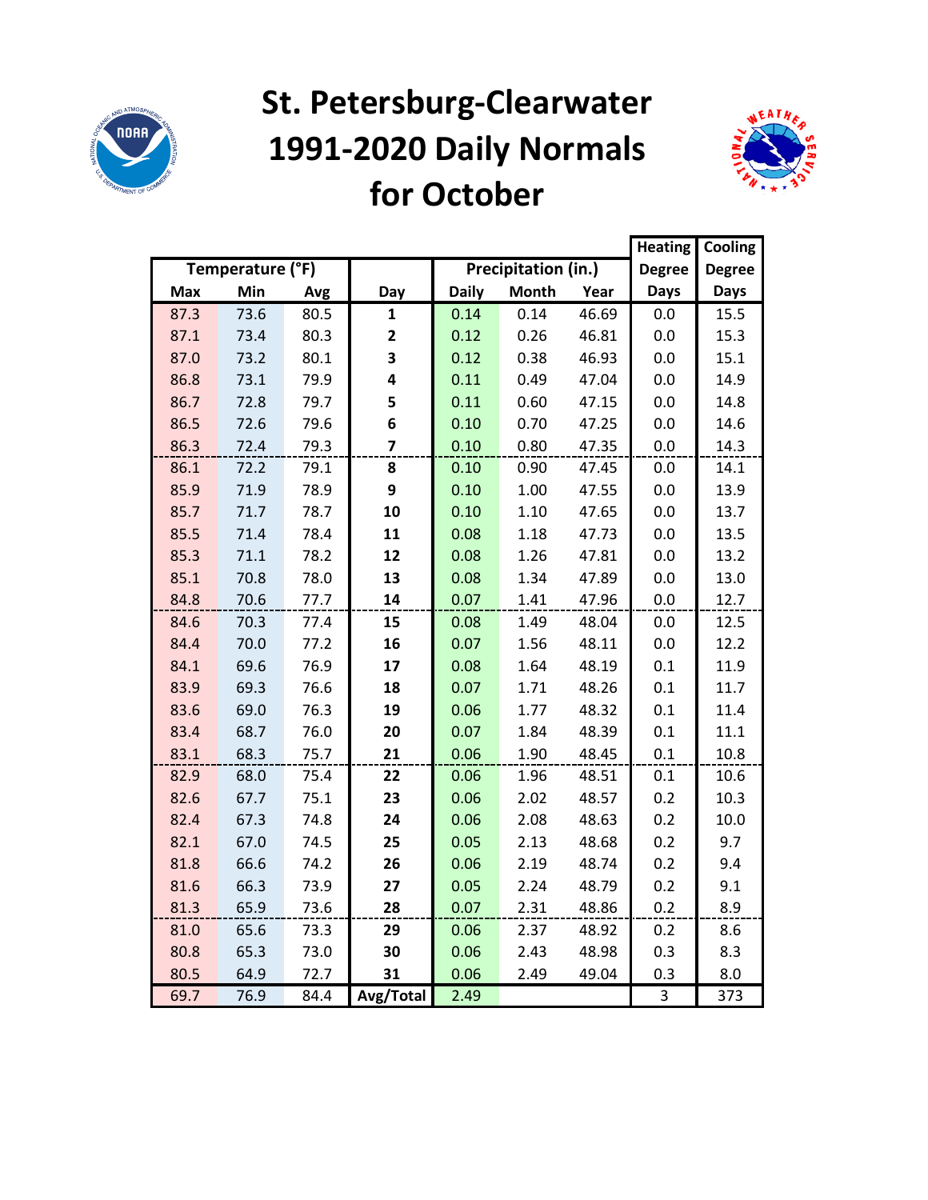# St. Petersburg-Clearwater 1991-2020 Daily Normals for October

| Temperature (°F) | | | | Precipitation (in.) | | | Heating Degree Days | Cooling Degree Days |
|---|---|---|---|---|---|---|---|---|
| Max | Min | Avg | Day | Daily | Month | Year | | |
| 87.3 | 73.6 | 80.5 | 1 | 0.14 | 0.14 | 46.69 | 0.0 | 15.5 |
| 87.1 | 73.4 | 80.3 | 2 | 0.12 | 0.26 | 46.81 | 0.0 | 15.3 |
| 87.0 | 73.2 | 80.1 | 3 | 0.12 | 0.38 | 46.93 | 0.0 | 15.1 |
| 86.8 | 73.1 | 79.9 | 4 | 0.11 | 0.49 | 47.04 | 0.0 | 14.9 |
| 86.7 | 72.8 | 79.7 | 5 | 0.11 | 0.60 | 47.15 | 0.0 | 14.8 |
| 86.5 | 72.6 | 79.6 | 6 | 0.10 | 0.70 | 47.25 | 0.0 | 14.6 |
| 86.3 | 72.4 | 79.3 | 7 | 0.10 | 0.80 | 47.35 | 0.0 | 14.3 |
| 86.1 | 72.2 | 79.1 | 8 | 0.10 | 0.90 | 47.45 | 0.0 | 14.1 |
| 85.9 | 71.9 | 78.9 | 9 | 0.10 | 1.00 | 47.55 | 0.0 | 13.9 |
| 85.7 | 71.7 | 78.7 | 10 | 0.10 | 1.10 | 47.65 | 0.0 | 13.7 |
| 85.5 | 71.4 | 78.4 | 11 | 0.08 | 1.18 | 47.73 | 0.0 | 13.5 |
| 85.3 | 71.1 | 78.2 | 12 | 0.08 | 1.26 | 47.81 | 0.0 | 13.2 |
| 85.1 | 70.8 | 78.0 | 13 | 0.08 | 1.34 | 47.89 | 0.0 | 13.0 |
| 84.8 | 70.6 | 77.7 | 14 | 0.07 | 1.41 | 47.96 | 0.0 | 12.7 |
| 84.6 | 70.3 | 77.4 | 15 | 0.08 | 1.49 | 48.04 | 0.0 | 12.5 |
| 84.4 | 70.0 | 77.2 | 16 | 0.07 | 1.56 | 48.11 | 0.0 | 12.2 |
| 84.1 | 69.6 | 76.9 | 17 | 0.08 | 1.64 | 48.19 | 0.1 | 11.9 |
| 83.9 | 69.3 | 76.6 | 18 | 0.07 | 1.71 | 48.26 | 0.1 | 11.7 |
| 83.6 | 69.0 | 76.3 | 19 | 0.06 | 1.77 | 48.32 | 0.1 | 11.4 |
| 83.4 | 68.7 | 76.0 | 20 | 0.07 | 1.84 | 48.39 | 0.1 | 11.1 |
| 83.1 | 68.3 | 75.7 | 21 | 0.06 | 1.90 | 48.45 | 0.1 | 10.8 |
| 82.9 | 68.0 | 75.4 | 22 | 0.06 | 1.96 | 48.51 | 0.1 | 10.6 |
| 82.6 | 67.7 | 75.1 | 23 | 0.06 | 2.02 | 48.57 | 0.2 | 10.3 |
| 82.4 | 67.3 | 74.8 | 24 | 0.06 | 2.08 | 48.63 | 0.2 | 10.0 |
| 82.1 | 67.0 | 74.5 | 25 | 0.05 | 2.13 | 48.68 | 0.2 | 9.7 |
| 81.8 | 66.6 | 74.2 | 26 | 0.06 | 2.19 | 48.74 | 0.2 | 9.4 |
| 81.6 | 66.3 | 73.9 | 27 | 0.05 | 2.24 | 48.79 | 0.2 | 9.1 |
| 81.3 | 65.9 | 73.6 | 28 | 0.07 | 2.31 | 48.86 | 0.2 | 8.9 |
| 81.0 | 65.6 | 73.3 | 29 | 0.06 | 2.37 | 48.92 | 0.2 | 8.6 |
| 80.8 | 65.3 | 73.0 | 30 | 0.06 | 2.43 | 48.98 | 0.3 | 8.3 |
| 80.5 | 64.9 | 72.7 | 31 | 0.06 | 2.49 | 49.04 | 0.3 | 8.0 |
| 69.7 | 76.9 | 84.4 | Avg/Total | 2.49 | | | 3 | 373 |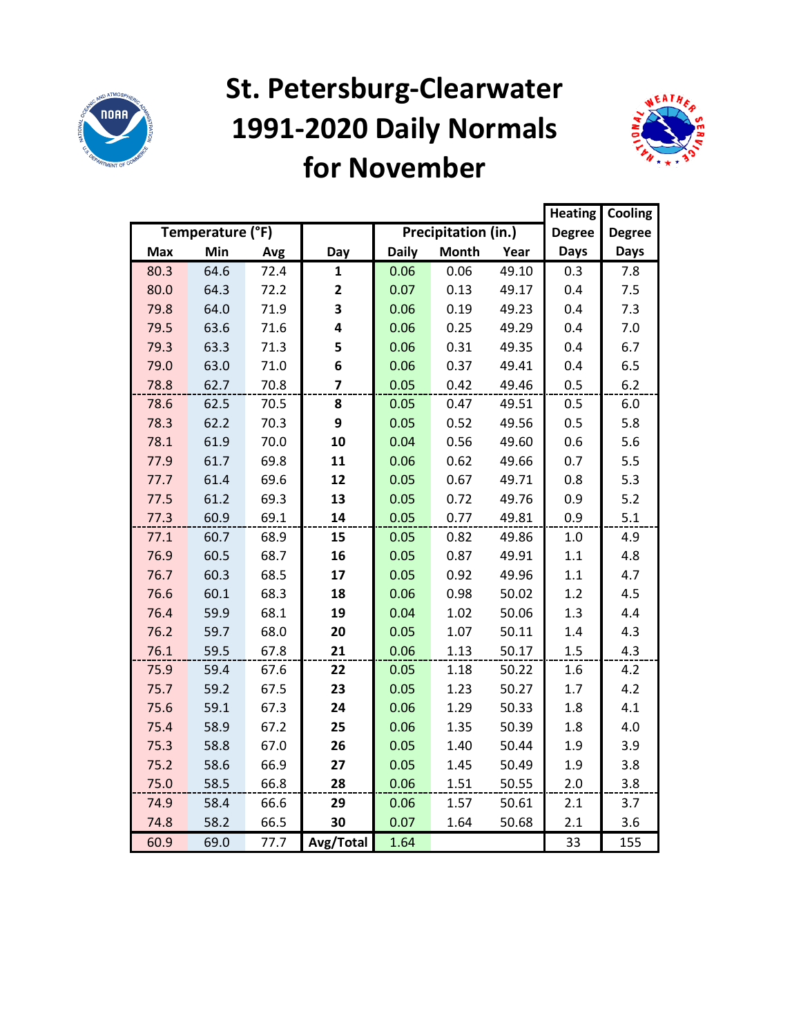# St. Petersburg-Clearwater 1991-2020 Daily Normals for November

| Temperature (°F) | | | | Precipitation (in.) | | | Heating Degree Days | Cooling Degree Days |
|---|---|---|---|---|---|---|---|---|
| Max | Min | Avg | Day | Daily | Month | Year | | |
| 80.3 | 64.6 | 72.4 | 1 | 0.06 | 0.06 | 49.10 | 0.3 | 7.8 |
| 80.0 | 64.3 | 72.2 | 2 | 0.07 | 0.13 | 49.17 | 0.4 | 7.5 |
| 79.8 | 64.0 | 71.9 | 3 | 0.06 | 0.19 | 49.23 | 0.4 | 7.3 |
| 79.5 | 63.6 | 71.6 | 4 | 0.06 | 0.25 | 49.29 | 0.4 | 7.0 |
| 79.3 | 63.3 | 71.3 | 5 | 0.06 | 0.31 | 49.35 | 0.4 | 6.7 |
| 79.0 | 63.0 | 71.0 | 6 | 0.06 | 0.37 | 49.41 | 0.4 | 6.5 |
| 78.8 | 62.7 | 70.8 | 7 | 0.05 | 0.42 | 49.46 | 0.5 | 6.2 |
| 78.6 | 62.5 | 70.5 | 8 | 0.05 | 0.47 | 49.51 | 0.5 | 6.0 |
| 78.3 | 62.2 | 70.3 | 9 | 0.05 | 0.52 | 49.56 | 0.5 | 5.8 |
| 78.1 | 61.9 | 70.0 | 10 | 0.04 | 0.56 | 49.60 | 0.6 | 5.6 |
| 77.9 | 61.7 | 69.8 | 11 | 0.06 | 0.62 | 49.66 | 0.7 | 5.5 |
| 77.7 | 61.4 | 69.6 | 12 | 0.05 | 0.67 | 49.71 | 0.8 | 5.3 |
| 77.5 | 61.2 | 69.3 | 13 | 0.05 | 0.72 | 49.76 | 0.9 | 5.2 |
| 77.3 | 60.9 | 69.1 | 14 | 0.05 | 0.77 | 49.81 | 0.9 | 5.1 |
| 77.1 | 60.7 | 68.9 | 15 | 0.05 | 0.82 | 49.86 | 1.0 | 4.9 |
| 76.9 | 60.5 | 68.7 | 16 | 0.05 | 0.87 | 49.91 | 1.1 | 4.8 |
| 76.7 | 60.3 | 68.5 | 17 | 0.05 | 0.92 | 49.96 | 1.1 | 4.7 |
| 76.6 | 60.1 | 68.3 | 18 | 0.06 | 0.98 | 50.02 | 1.2 | 4.5 |
| 76.4 | 59.9 | 68.1 | 19 | 0.04 | 1.02 | 50.06 | 1.3 | 4.4 |
| 76.2 | 59.7 | 68.0 | 20 | 0.05 | 1.07 | 50.11 | 1.4 | 4.3 |
| 76.1 | 59.5 | 67.8 | 21 | 0.06 | 1.13 | 50.17 | 1.5 | 4.3 |
| 75.9 | 59.4 | 67.6 | 22 | 0.05 | 1.18 | 50.22 | 1.6 | 4.2 |
| 75.7 | 59.2 | 67.5 | 23 | 0.05 | 1.23 | 50.27 | 1.7 | 4.2 |
| 75.6 | 59.1 | 67.3 | 24 | 0.06 | 1.29 | 50.33 | 1.8 | 4.1 |
| 75.4 | 58.9 | 67.2 | 25 | 0.06 | 1.35 | 50.39 | 1.8 | 4.0 |
| 75.3 | 58.8 | 67.0 | 26 | 0.05 | 1.40 | 50.44 | 1.9 | 3.9 |
| 75.2 | 58.6 | 66.9 | 27 | 0.05 | 1.45 | 50.49 | 1.9 | 3.8 |
| 75.0 | 58.5 | 66.8 | 28 | 0.06 | 1.51 | 50.55 | 2.0 | 3.8 |
| 74.9 | 58.4 | 66.6 | 29 | 0.06 | 1.57 | 50.61 | 2.1 | 3.7 |
| 74.8 | 58.2 | 66.5 | 30 | 0.07 | 1.64 | 50.68 | 2.1 | 3.6 |
| 60.9 | 69.0 | 77.7 | Avg/Total | 1.64 | | | 33 | 155 |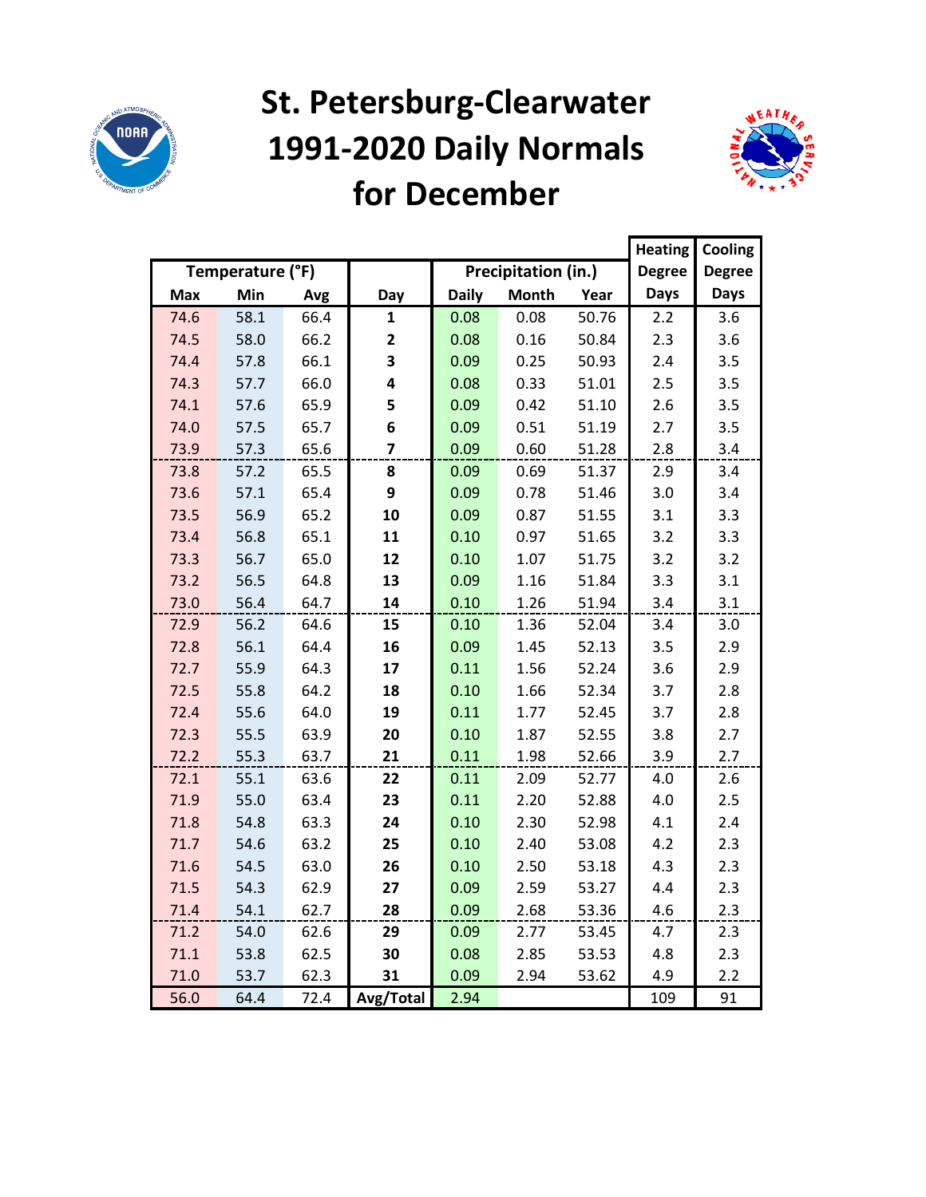# St. Petersburg-Clearwater 1991-2020 Daily Normals for December

| Temperature (°F) | | | | Precipitation (in.) | | | Heating Degree Days | Cooling Degree Days |
|---|---|---|---|---|---|---|---|---|
| Max | Min | Avg | Day | Daily | Month | Year | | |
| 74.6 | 58.1 | 66.4 | 1 | 0.08 | 0.08 | 50.76 | 2.2 | 3.6 |
| 74.5 | 58.0 | 66.2 | 2 | 0.08 | 0.16 | 50.84 | 2.3 | 3.6 |
| 74.4 | 57.8 | 66.1 | 3 | 0.09 | 0.25 | 50.93 | 2.4 | 3.5 |
| 74.3 | 57.7 | 66.0 | 4 | 0.08 | 0.33 | 51.01 | 2.5 | 3.5 |
| 74.1 | 57.6 | 65.9 | 5 | 0.09 | 0.42 | 51.10 | 2.6 | 3.5 |
| 74.0 | 57.5 | 65.7 | 6 | 0.09 | 0.51 | 51.19 | 2.7 | 3.5 |
| 73.9 | 57.3 | 65.6 | 7 | 0.09 | 0.60 | 51.28 | 2.8 | 3.4 |
| 73.8 | 57.2 | 65.5 | 8 | 0.09 | 0.69 | 51.37 | 2.9 | 3.4 |
| 73.6 | 57.1 | 65.4 | 9 | 0.09 | 0.78 | 51.46 | 3.0 | 3.4 |
| 73.5 | 56.9 | 65.2 | 10 | 0.09 | 0.87 | 51.55 | 3.1 | 3.3 |
| 73.4 | 56.8 | 65.1 | 11 | 0.10 | 0.97 | 51.65 | 3.2 | 3.3 |
| 73.3 | 56.7 | 65.0 | 12 | 0.10 | 1.07 | 51.75 | 3.2 | 3.2 |
| 73.2 | 56.5 | 64.8 | 13 | 0.09 | 1.16 | 51.84 | 3.3 | 3.1 |
| 73.0 | 56.4 | 64.7 | 14 | 0.10 | 1.26 | 51.94 | 3.4 | 3.1 |
| 72.9 | 56.2 | 64.6 | 15 | 0.10 | 1.36 | 52.04 | 3.4 | 3.0 |
| 72.8 | 56.1 | 64.4 | 16 | 0.09 | 1.45 | 52.13 | 3.5 | 2.9 |
| 72.7 | 55.9 | 64.3 | 17 | 0.11 | 1.56 | 52.24 | 3.6 | 2.9 |
| 72.5 | 55.8 | 64.2 | 18 | 0.10 | 1.66 | 52.34 | 3.7 | 2.8 |
| 72.4 | 55.6 | 64.0 | 19 | 0.11 | 1.77 | 52.45 | 3.7 | 2.8 |
| 72.3 | 55.5 | 63.9 | 20 | 0.10 | 1.87 | 52.55 | 3.8 | 2.7 |
| 72.2 | 55.3 | 63.7 | 21 | 0.11 | 1.98 | 52.66 | 3.9 | 2.7 |
| 72.1 | 55.1 | 63.6 | 22 | 0.11 | 2.09 | 52.77 | 4.0 | 2.6 |
| 71.9 | 55.0 | 63.4 | 23 | 0.11 | 2.20 | 52.88 | 4.0 | 2.5 |
| 71.8 | 54.8 | 63.3 | 24 | 0.10 | 2.30 | 52.98 | 4.1 | 2.4 |
| 71.7 | 54.6 | 63.2 | 25 | 0.10 | 2.40 | 53.08 | 4.2 | 2.3 |
| 71.6 | 54.5 | 63.0 | 26 | 0.10 | 2.50 | 53.18 | 4.3 | 2.3 |
| 71.5 | 54.3 | 62.9 | 27 | 0.09 | 2.59 | 53.27 | 4.4 | 2.3 |
| 71.4 | 54.1 | 62.7 | 28 | 0.09 | 2.68 | 53.36 | 4.6 | 2.3 |
| 71.2 | 54.0 | 62.6 | 29 | 0.09 | 2.77 | 53.45 | 4.7 | 2.3 |
| 71.1 | 53.8 | 62.5 | 30 | 0.08 | 2.85 | 53.53 | 4.8 | 2.3 |
| 71.0 | 53.7 | 62.3 | 31 | 0.09 | 2.94 | 53.62 | 4.9 | 2.2 |
| 56.0 | 64.4 | 72.4 | Avg/Total | 2.94 | | | 109 | 91 |